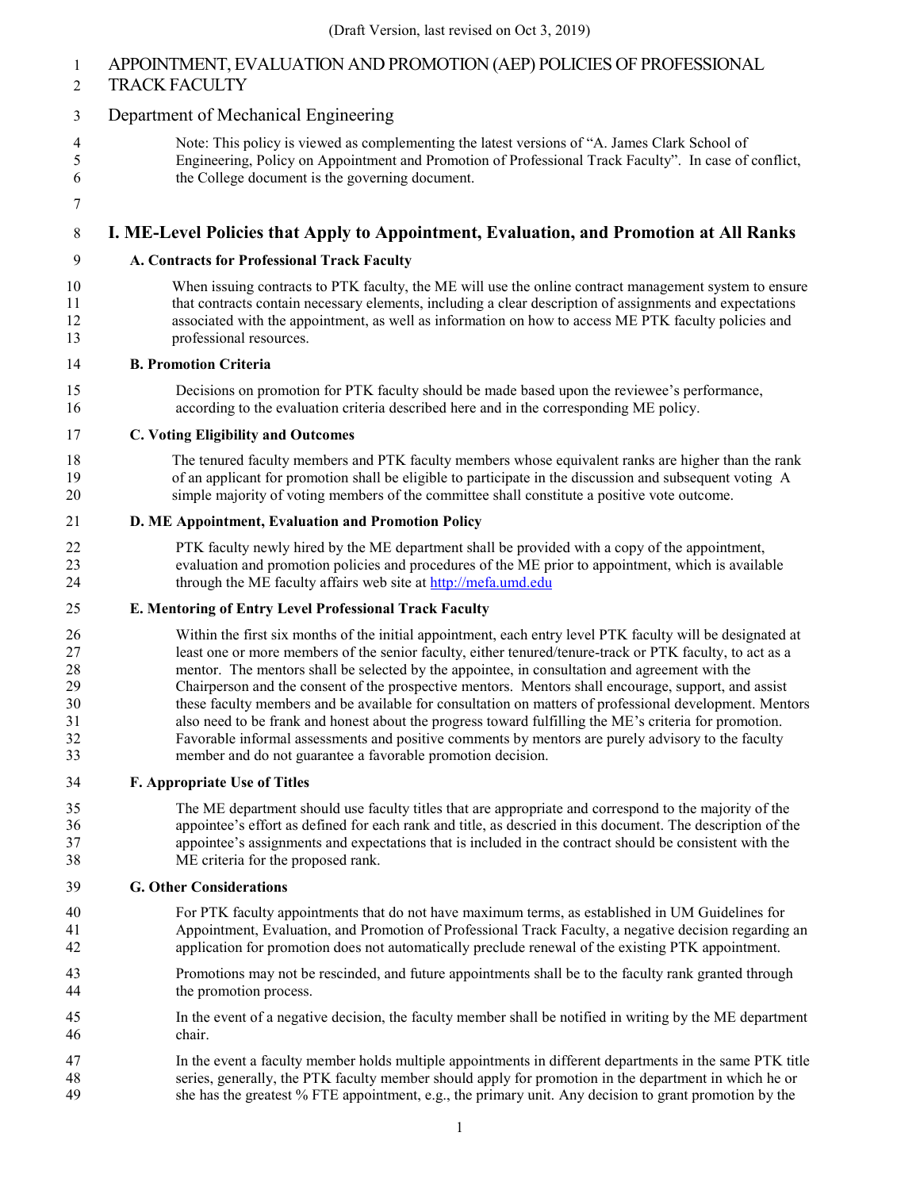(Draft Version, last revised on Oct 3, 2019)

# APPOINTMENT, EVALUATION AND PROMOTION (AEP) POLICIES OF PROFESSIONAL TRACK FACULTY

Department of Mechanical Engineering

> Note: This policy is viewed as complementing the latest versions of "A. James Clark School of Engineering, Policy on Appointment and Promotion of Professional Track Faculty". In case of conflict, the College document is the governing document.

## I. ME-Level Policies that Apply to Appointment, Evaluation, and Promotion at All Ranks

### A. Contracts for Professional Track Faculty

When issuing contracts to PTK faculty, the ME will use the online contract management system to ensure that contracts contain necessary elements, including a clear description of assignments and expectations associated with the appointment, as well as information on how to access ME PTK faculty policies and professional resources.

### B. Promotion Criteria

Decisions on promotion for PTK faculty should be made based upon the reviewee's performance, according to the evaluation criteria described here and in the corresponding ME policy.

### C. Voting Eligibility and Outcomes

The tenured faculty members and PTK faculty members whose equivalent ranks are higher than the rank of an applicant for promotion shall be eligible to participate in the discussion and subsequent voting A simple majority of voting members of the committee shall constitute a positive vote outcome.

### D. ME Appointment, Evaluation and Promotion Policy

PTK faculty newly hired by the ME department shall be provided with a copy of the appointment, evaluation and promotion policies and procedures of the ME prior to appointment, which is available through the ME faculty affairs web site at http://mefa.umd.edu

### E. Mentoring of Entry Level Professional Track Faculty

Within the first six months of the initial appointment, each entry level PTK faculty will be designated at least one or more members of the senior faculty, either tenured/tenure-track or PTK faculty, to act as a mentor. The mentors shall be selected by the appointee, in consultation and agreement with the Chairperson and the consent of the prospective mentors. Mentors shall encourage, support, and assist these faculty members and be available for consultation on matters of professional development. Mentors also need to be frank and honest about the progress toward fulfilling the ME's criteria for promotion. Favorable informal assessments and positive comments by mentors are purely advisory to the faculty member and do not guarantee a favorable promotion decision.

### F. Appropriate Use of Titles

The ME department should use faculty titles that are appropriate and correspond to the majority of the appointee's effort as defined for each rank and title, as descried in this document. The description of the appointee's assignments and expectations that is included in the contract should be consistent with the ME criteria for the proposed rank.

### G. Other Considerations

For PTK faculty appointments that do not have maximum terms, as established in UM Guidelines for Appointment, Evaluation, and Promotion of Professional Track Faculty, a negative decision regarding an application for promotion does not automatically preclude renewal of the existing PTK appointment.

Promotions may not be rescinded, and future appointments shall be to the faculty rank granted through the promotion process.

In the event of a negative decision, the faculty member shall be notified in writing by the ME department chair.

In the event a faculty member holds multiple appointments in different departments in the same PTK title series, generally, the PTK faculty member should apply for promotion in the department in which he or she has the greatest % FTE appointment, e.g., the primary unit. Any decision to grant promotion by the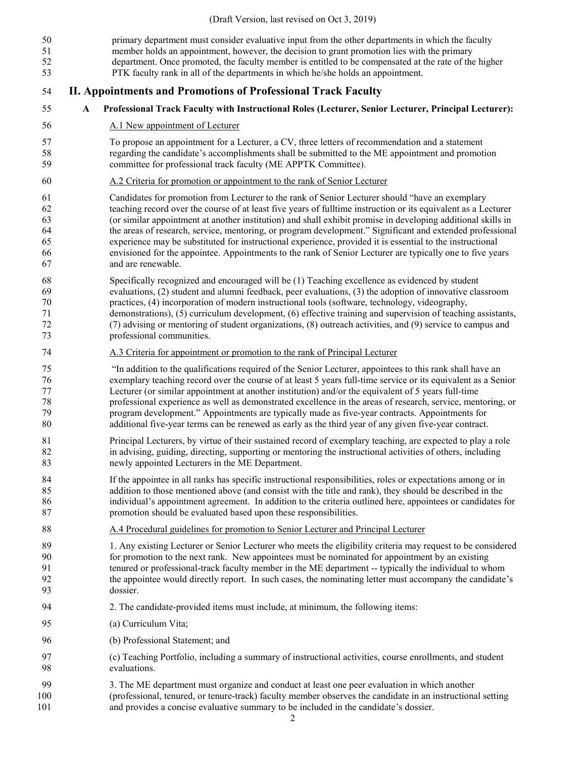primary department must consider evaluative input from the other departments in which the faculty member holds an appointment, however, the decision to grant promotion lies with the primary department. Once promoted, the faculty member is entitled to be compensated at the rate of the higher PTK faculty rank in all of the departments in which he/she holds an appointment.

## II. Appointments and Promotions of Professional Track Faculty

### A Professional Track Faculty with Instructional Roles (Lecturer, Senior Lecturer, Principal Lecturer):

A.1 New appointment of Lecturer

To propose an appointment for a Lecturer, a CV, three letters of recommendation and a statement regarding the candidate's accomplishments shall be submitted to the ME appointment and promotion committee for professional track faculty (ME APPTK Committee).

A.2 Criteria for promotion or appointment to the rank of Senior Lecturer

Candidates for promotion from Lecturer to the rank of Senior Lecturer should "have an exemplary teaching record over the course of at least five years of fulltime instruction or its equivalent as a Lecturer (or similar appointment at another institution) and shall exhibit promise in developing additional skills in the areas of research, service, mentoring, or program development." Significant and extended professional experience may be substituted for instructional experience, provided it is essential to the instructional envisioned for the appointee. Appointments to the rank of Senior Lecturer are typically one to five years and are renewable.

Specifically recognized and encouraged will be (1) Teaching excellence as evidenced by student evaluations, (2) student and alumni feedback, peer evaluations, (3) the adoption of innovative classroom practices, (4) incorporation of modern instructional tools (software, technology, videography, demonstrations), (5) curriculum development, (6) effective training and supervision of teaching assistants, (7) advising or mentoring of student organizations, (8) outreach activities, and (9) service to campus and professional communities.

A.3 Criteria for appointment or promotion to the rank of Principal Lecturer

"In addition to the qualifications required of the Senior Lecturer, appointees to this rank shall have an exemplary teaching record over the course of at least 5 years full-time service or its equivalent as a Senior Lecturer (or similar appointment at another institution) and/or the equivalent of 5 years full-time professional experience as well as demonstrated excellence in the areas of research, service, mentoring, or program development." Appointments are typically made as five-year contracts. Appointments for additional five-year terms can be renewed as early as the third year of any given five-year contract.

Principal Lecturers, by virtue of their sustained record of exemplary teaching, are expected to play a role in advising, guiding, directing, supporting or mentoring the instructional activities of others, including newly appointed Lecturers in the ME Department.

If the appointee in all ranks has specific instructional responsibilities, roles or expectations among or in addition to those mentioned above (and consist with the title and rank), they should be described in the individual's appointment agreement. In addition to the criteria outlined here, appointees or candidates for promotion should be evaluated based upon these responsibilities.

A.4 Procedural guidelines for promotion to Senior Lecturer and Principal Lecturer

1. Any existing Lecturer or Senior Lecturer who meets the eligibility criteria may request to be considered for promotion to the next rank. New appointees must be nominated for appointment by an existing tenured or professional-track faculty member in the ME department -- typically the individual to whom the appointee would directly report. In such cases, the nominating letter must accompany the candidate's dossier.

2. The candidate-provided items must include, at minimum, the following items:

(a) Curriculum Vita;

(b) Professional Statement; and

(c) Teaching Portfolio, including a summary of instructional activities, course enrollments, and student evaluations.

3. The ME department must organize and conduct at least one peer evaluation in which another (professional, tenured, or tenure-track) faculty member observes the candidate in an instructional setting and provides a concise evaluative summary to be included in the candidate's dossier.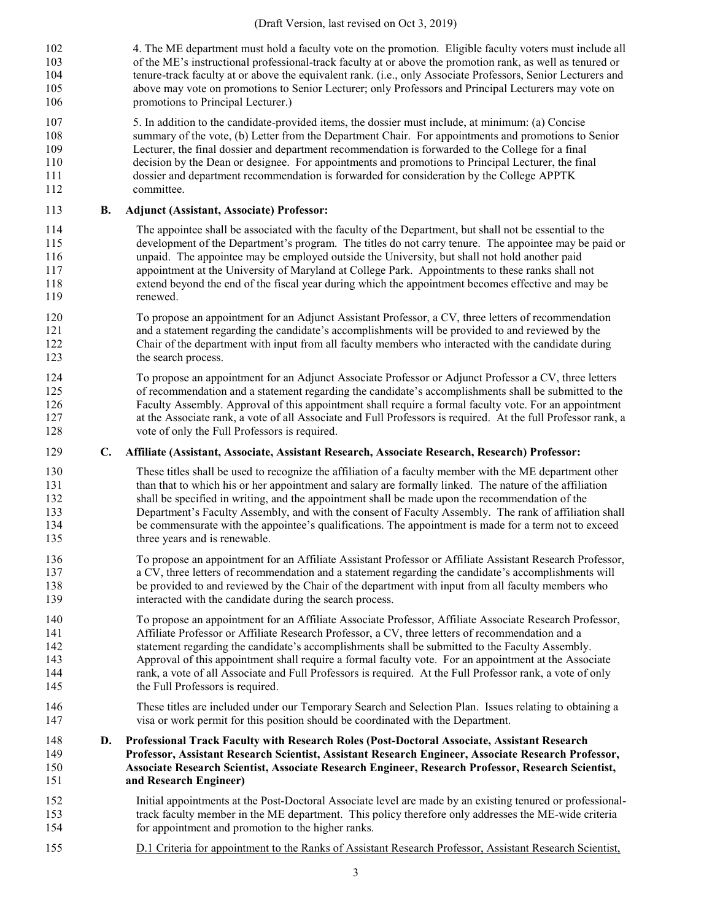4. The ME department must hold a faculty vote on the promotion. Eligible faculty voters must include all of the ME's instructional professional-track faculty at or above the promotion rank, as well as tenured or tenure-track faculty at or above the equivalent rank. (i.e., only Associate Professors, Senior Lecturers and above may vote on promotions to Senior Lecturer; only Professors and Principal Lecturers may vote on promotions to Principal Lecturer.)

5. In addition to the candidate-provided items, the dossier must include, at minimum: (a) Concise summary of the vote, (b) Letter from the Department Chair. For appointments and promotions to Senior Lecturer, the final dossier and department recommendation is forwarded to the College for a final decision by the Dean or designee. For appointments and promotions to Principal Lecturer, the final dossier and department recommendation is forwarded for consideration by the College APPTK committee.

### B. Adjunct (Assistant, Associate) Professor:

The appointee shall be associated with the faculty of the Department, but shall not be essential to the development of the Department's program. The titles do not carry tenure. The appointee may be paid or unpaid. The appointee may be employed outside the University, but shall not hold another paid appointment at the University of Maryland at College Park. Appointments to these ranks shall not extend beyond the end of the fiscal year during which the appointment becomes effective and may be renewed.

To propose an appointment for an Adjunct Assistant Professor, a CV, three letters of recommendation and a statement regarding the candidate's accomplishments will be provided to and reviewed by the Chair of the department with input from all faculty members who interacted with the candidate during the search process.

To propose an appointment for an Adjunct Associate Professor or Adjunct Professor a CV, three letters of recommendation and a statement regarding the candidate's accomplishments shall be submitted to the Faculty Assembly. Approval of this appointment shall require a formal faculty vote. For an appointment at the Associate rank, a vote of all Associate and Full Professors is required. At the full Professor rank, a vote of only the Full Professors is required.

### C. Affiliate (Assistant, Associate, Assistant Research, Associate Research, Research) Professor:

These titles shall be used to recognize the affiliation of a faculty member with the ME department other than that to which his or her appointment and salary are formally linked. The nature of the affiliation shall be specified in writing, and the appointment shall be made upon the recommendation of the Department's Faculty Assembly, and with the consent of Faculty Assembly. The rank of affiliation shall be commensurate with the appointee's qualifications. The appointment is made for a term not to exceed three years and is renewable.

To propose an appointment for an Affiliate Assistant Professor or Affiliate Assistant Research Professor, a CV, three letters of recommendation and a statement regarding the candidate's accomplishments will be provided to and reviewed by the Chair of the department with input from all faculty members who interacted with the candidate during the search process.

To propose an appointment for an Affiliate Associate Professor, Affiliate Associate Research Professor, Affiliate Professor or Affiliate Research Professor, a CV, three letters of recommendation and a statement regarding the candidate's accomplishments shall be submitted to the Faculty Assembly. Approval of this appointment shall require a formal faculty vote. For an appointment at the Associate rank, a vote of all Associate and Full Professors is required. At the Full Professor rank, a vote of only the Full Professors is required.

These titles are included under our Temporary Search and Selection Plan. Issues relating to obtaining a visa or work permit for this position should be coordinated with the Department.

### D. Professional Track Faculty with Research Roles (Post-Doctoral Associate, Assistant Research Professor, Assistant Research Scientist, Assistant Research Engineer, Associate Research Professor, Associate Research Scientist, Associate Research Engineer, Research Professor, Research Scientist, and Research Engineer)

Initial appointments at the Post-Doctoral Associate level are made by an existing tenured or professional-track faculty member in the ME department. This policy therefore only addresses the ME-wide criteria for appointment and promotion to the higher ranks.

D.1 Criteria for appointment to the Ranks of Assistant Research Professor, Assistant Research Scientist,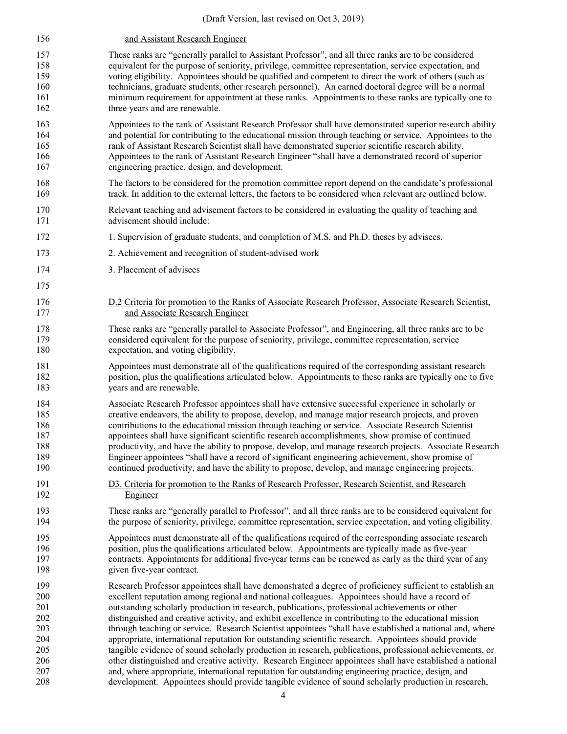and Assistant Research Engineer

These ranks are "generally parallel to Assistant Professor", and all three ranks are to be considered equivalent for the purpose of seniority, privilege, committee representation, service expectation, and voting eligibility. Appointees should be qualified and competent to direct the work of others (such as technicians, graduate students, other research personnel). An earned doctoral degree will be a normal minimum requirement for appointment at these ranks. Appointments to these ranks are typically one to three years and are renewable.

Appointees to the rank of Assistant Research Professor shall have demonstrated superior research ability and potential for contributing to the educational mission through teaching or service. Appointees to the rank of Assistant Research Scientist shall have demonstrated superior scientific research ability. Appointees to the rank of Assistant Research Engineer "shall have a demonstrated record of superior engineering practice, design, and development.

The factors to be considered for the promotion committee report depend on the candidate's professional track. In addition to the external letters, the factors to be considered when relevant are outlined below.

Relevant teaching and advisement factors to be considered in evaluating the quality of teaching and advisement should include:

1. Supervision of graduate students, and completion of M.S. and Ph.D. theses by advisees.

2. Achievement and recognition of student-advised work

3. Placement of advisees

D.2 Criteria for promotion to the Ranks of Associate Research Professor, Associate Research Scientist, and Associate Research Engineer

These ranks are "generally parallel to Associate Professor", and Engineering, all three ranks are to be considered equivalent for the purpose of seniority, privilege, committee representation, service expectation, and voting eligibility.

Appointees must demonstrate all of the qualifications required of the corresponding assistant research position, plus the qualifications articulated below. Appointments to these ranks are typically one to five years and are renewable.

Associate Research Professor appointees shall have extensive successful experience in scholarly or creative endeavors, the ability to propose, develop, and manage major research projects, and proven contributions to the educational mission through teaching or service. Associate Research Scientist appointees shall have significant scientific research accomplishments, show promise of continued productivity, and have the ability to propose, develop, and manage research projects. Associate Research Engineer appointees "shall have a record of significant engineering achievement, show promise of continued productivity, and have the ability to propose, develop, and manage engineering projects.

D3. Criteria for promotion to the Ranks of Research Professor, Research Scientist, and Research Engineer

These ranks are "generally parallel to Professor", and all three ranks are to be considered equivalent for the purpose of seniority, privilege, committee representation, service expectation, and voting eligibility.

Appointees must demonstrate all of the qualifications required of the corresponding associate research position, plus the qualifications articulated below. Appointments are typically made as five-year contracts. Appointments for additional five-year terms can be renewed as early as the third year of any given five-year contract.

Research Professor appointees shall have demonstrated a degree of proficiency sufficient to establish an excellent reputation among regional and national colleagues. Appointees should have a record of outstanding scholarly production in research, publications, professional achievements or other distinguished and creative activity, and exhibit excellence in contributing to the educational mission through teaching or service. Research Scientist appointees "shall have established a national and, where appropriate, international reputation for outstanding scientific research. Appointees should provide tangible evidence of sound scholarly production in research, publications, professional achievements, or other distinguished and creative activity. Research Engineer appointees shall have established a national and, where appropriate, international reputation for outstanding engineering practice, design, and development. Appointees should provide tangible evidence of sound scholarly production in research,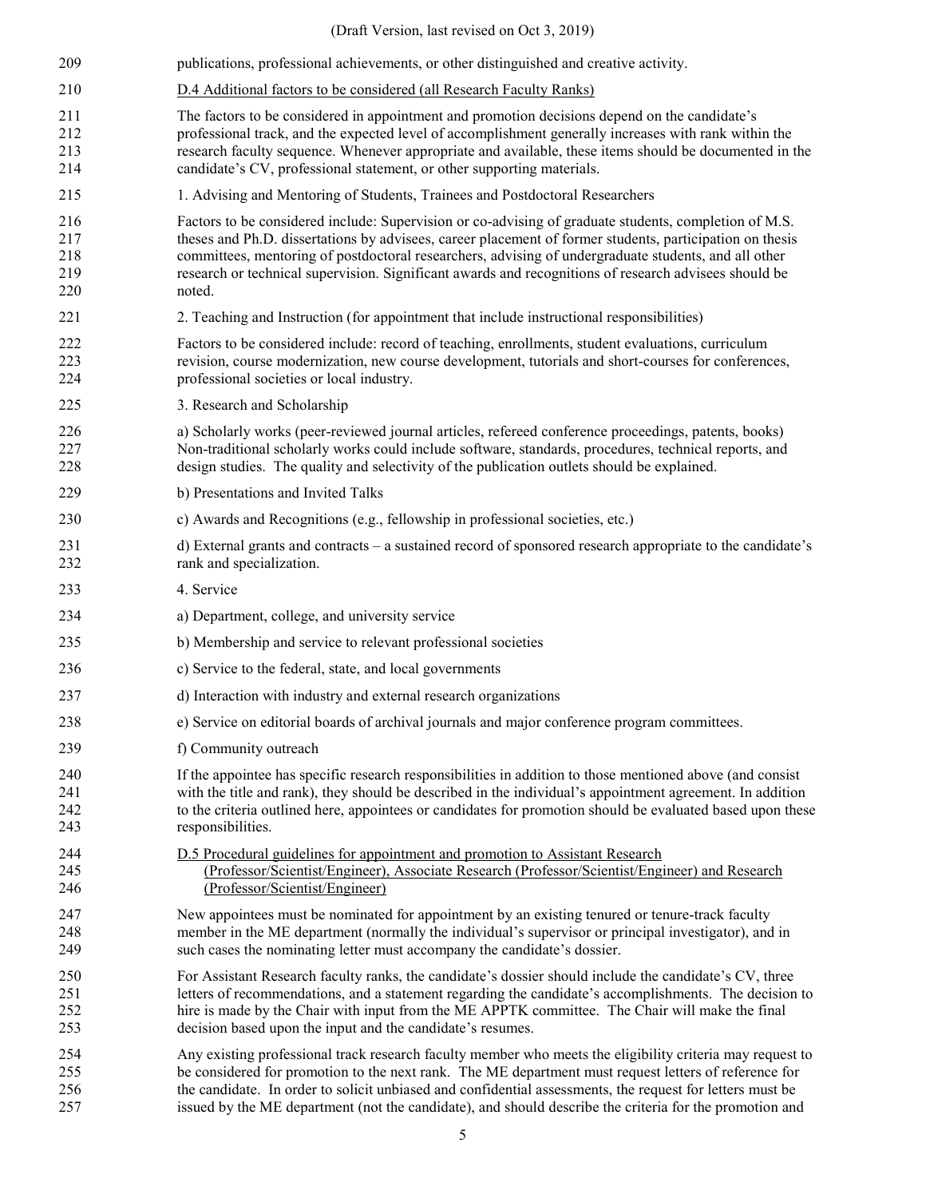publications, professional achievements, or other distinguished and creative activity.

D.4 Additional factors to be considered (all Research Faculty Ranks)

The factors to be considered in appointment and promotion decisions depend on the candidate's professional track, and the expected level of accomplishment generally increases with rank within the research faculty sequence. Whenever appropriate and available, these items should be documented in the candidate's CV, professional statement, or other supporting materials.

1. Advising and Mentoring of Students, Trainees and Postdoctoral Researchers

Factors to be considered include: Supervision or co-advising of graduate students, completion of M.S. theses and Ph.D. dissertations by advisees, career placement of former students, participation on thesis committees, mentoring of postdoctoral researchers, advising of undergraduate students, and all other research or technical supervision. Significant awards and recognitions of research advisees should be noted.

2. Teaching and Instruction (for appointment that include instructional responsibilities)

Factors to be considered include: record of teaching, enrollments, student evaluations, curriculum revision, course modernization, new course development, tutorials and short-courses for conferences, professional societies or local industry.

3. Research and Scholarship

a) Scholarly works (peer-reviewed journal articles, refereed conference proceedings, patents, books) Non-traditional scholarly works could include software, standards, procedures, technical reports, and design studies. The quality and selectivity of the publication outlets should be explained.

b) Presentations and Invited Talks

c) Awards and Recognitions (e.g., fellowship in professional societies, etc.)

d) External grants and contracts – a sustained record of sponsored research appropriate to the candidate's rank and specialization.

4. Service

a) Department, college, and university service

b) Membership and service to relevant professional societies

c) Service to the federal, state, and local governments

d) Interaction with industry and external research organizations

e) Service on editorial boards of archival journals and major conference program committees.

f) Community outreach

If the appointee has specific research responsibilities in addition to those mentioned above (and consist with the title and rank), they should be described in the individual's appointment agreement. In addition to the criteria outlined here, appointees or candidates for promotion should be evaluated based upon these responsibilities.

D.5 Procedural guidelines for appointment and promotion to Assistant Research (Professor/Scientist/Engineer), Associate Research (Professor/Scientist/Engineer) and Research (Professor/Scientist/Engineer)

New appointees must be nominated for appointment by an existing tenured or tenure-track faculty member in the ME department (normally the individual's supervisor or principal investigator), and in such cases the nominating letter must accompany the candidate's dossier.

For Assistant Research faculty ranks, the candidate's dossier should include the candidate's CV, three letters of recommendations, and a statement regarding the candidate's accomplishments. The decision to hire is made by the Chair with input from the ME APPTK committee. The Chair will make the final decision based upon the input and the candidate's resumes.

Any existing professional track research faculty member who meets the eligibility criteria may request to be considered for promotion to the next rank. The ME department must request letters of reference for the candidate. In order to solicit unbiased and confidential assessments, the request for letters must be issued by the ME department (not the candidate), and should describe the criteria for the promotion and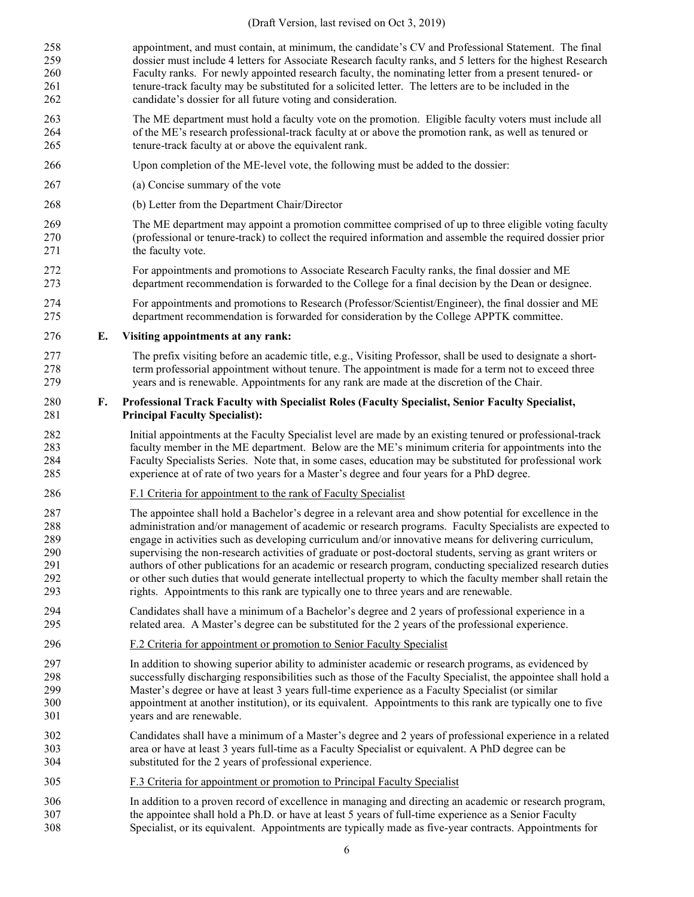appointment, and must contain, at minimum, the candidate's CV and Professional Statement. The final dossier must include 4 letters for Associate Research faculty ranks, and 5 letters for the highest Research Faculty ranks. For newly appointed research faculty, the nominating letter from a present tenured- or tenure-track faculty may be substituted for a solicited letter. The letters are to be included in the candidate's dossier for all future voting and consideration.

The ME department must hold a faculty vote on the promotion. Eligible faculty voters must include all of the ME's research professional-track faculty at or above the promotion rank, as well as tenured or tenure-track faculty at or above the equivalent rank.

Upon completion of the ME-level vote, the following must be added to the dossier:

(a) Concise summary of the vote

(b) Letter from the Department Chair/Director

The ME department may appoint a promotion committee comprised of up to three eligible voting faculty (professional or tenure-track) to collect the required information and assemble the required dossier prior the faculty vote.

For appointments and promotions to Associate Research Faculty ranks, the final dossier and ME department recommendation is forwarded to the College for a final decision by the Dean or designee.

For appointments and promotions to Research (Professor/Scientist/Engineer), the final dossier and ME department recommendation is forwarded for consideration by the College APPTK committee.

### E. Visiting appointments at any rank:

The prefix visiting before an academic title, e.g., Visiting Professor, shall be used to designate a short-term professorial appointment without tenure. The appointment is made for a term not to exceed three years and is renewable. Appointments for any rank are made at the discretion of the Chair.

### F. Professional Track Faculty with Specialist Roles (Faculty Specialist, Senior Faculty Specialist, Principal Faculty Specialist):

Initial appointments at the Faculty Specialist level are made by an existing tenured or professional-track faculty member in the ME department. Below are the ME's minimum criteria for appointments into the Faculty Specialists Series. Note that, in some cases, education may be substituted for professional work experience at of rate of two years for a Master's degree and four years for a PhD degree.

<u>F.1 Criteria for appointment to the rank of Faculty Specialist</u>

The appointee shall hold a Bachelor's degree in a relevant area and show potential for excellence in the administration and/or management of academic or research programs. Faculty Specialists are expected to engage in activities such as developing curriculum and/or innovative means for delivering curriculum, supervising the non-research activities of graduate or post-doctoral students, serving as grant writers or authors of other publications for an academic or research program, conducting specialized research duties or other such duties that would generate intellectual property to which the faculty member shall retain the rights. Appointments to this rank are typically one to three years and are renewable.

Candidates shall have a minimum of a Bachelor's degree and 2 years of professional experience in a related area. A Master's degree can be substituted for the 2 years of the professional experience.

<u>F.2 Criteria for appointment or promotion to Senior Faculty Specialist</u>

In addition to showing superior ability to administer academic or research programs, as evidenced by successfully discharging responsibilities such as those of the Faculty Specialist, the appointee shall hold a Master's degree or have at least 3 years full-time experience as a Faculty Specialist (or similar appointment at another institution), or its equivalent. Appointments to this rank are typically one to five years and are renewable.

Candidates shall have a minimum of a Master's degree and 2 years of professional experience in a related area or have at least 3 years full-time as a Faculty Specialist or equivalent. A PhD degree can be substituted for the 2 years of professional experience.

<u>F.3 Criteria for appointment or promotion to Principal Faculty Specialist</u>

In addition to a proven record of excellence in managing and directing an academic or research program, the appointee shall hold a Ph.D. or have at least 5 years of full-time experience as a Senior Faculty Specialist, or its equivalent. Appointments are typically made as five-year contracts. Appointments for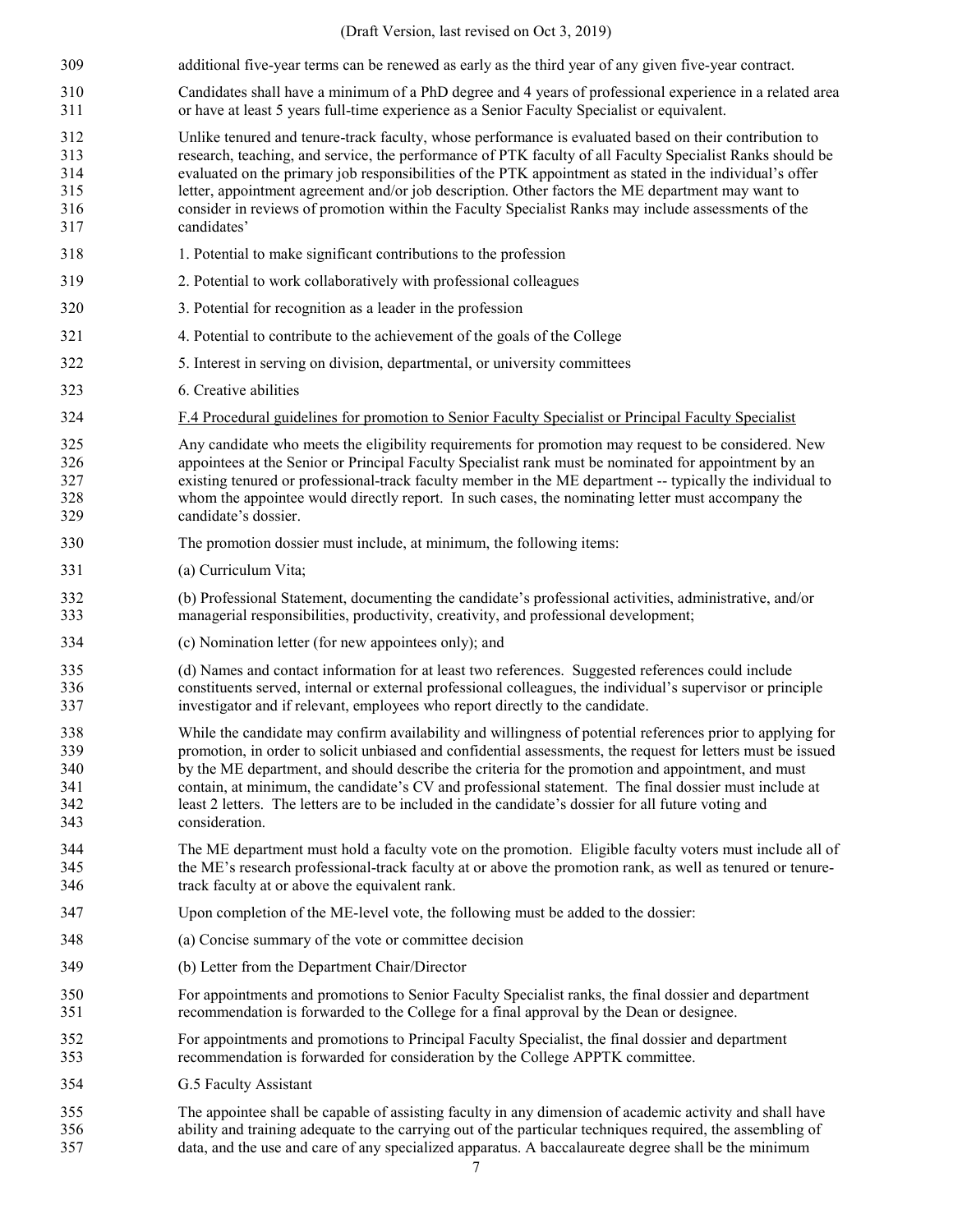additional five-year terms can be renewed as early as the third year of any given five-year contract.

Candidates shall have a minimum of a PhD degree and 4 years of professional experience in a related area or have at least 5 years full-time experience as a Senior Faculty Specialist or equivalent.

Unlike tenured and tenure-track faculty, whose performance is evaluated based on their contribution to research, teaching, and service, the performance of PTK faculty of all Faculty Specialist Ranks should be evaluated on the primary job responsibilities of the PTK appointment as stated in the individual's offer letter, appointment agreement and/or job description. Other factors the ME department may want to consider in reviews of promotion within the Faculty Specialist Ranks may include assessments of the candidates'

1. Potential to make significant contributions to the profession
2. Potential to work collaboratively with professional colleagues
3. Potential for recognition as a leader in the profession
4. Potential to contribute to the achievement of the goals of the College
5. Interest in serving on division, departmental, or university committees
6. Creative abilities

F.4 Procedural guidelines for promotion to Senior Faculty Specialist or Principal Faculty Specialist

Any candidate who meets the eligibility requirements for promotion may request to be considered. New appointees at the Senior or Principal Faculty Specialist rank must be nominated for appointment by an existing tenured or professional-track faculty member in the ME department -- typically the individual to whom the appointee would directly report. In such cases, the nominating letter must accompany the candidate's dossier.

The promotion dossier must include, at minimum, the following items:

(a) Curriculum Vita;

(b) Professional Statement, documenting the candidate's professional activities, administrative, and/or managerial responsibilities, productivity, creativity, and professional development;

(c) Nomination letter (for new appointees only); and

(d) Names and contact information for at least two references. Suggested references could include constituents served, internal or external professional colleagues, the individual's supervisor or principle investigator and if relevant, employees who report directly to the candidate.

While the candidate may confirm availability and willingness of potential references prior to applying for promotion, in order to solicit unbiased and confidential assessments, the request for letters must be issued by the ME department, and should describe the criteria for the promotion and appointment, and must contain, at minimum, the candidate's CV and professional statement. The final dossier must include at least 2 letters. The letters are to be included in the candidate's dossier for all future voting and consideration.

The ME department must hold a faculty vote on the promotion. Eligible faculty voters must include all of the ME's research professional-track faculty at or above the promotion rank, as well as tenured or tenure-track faculty at or above the equivalent rank.

Upon completion of the ME-level vote, the following must be added to the dossier:

(a) Concise summary of the vote or committee decision

(b) Letter from the Department Chair/Director

For appointments and promotions to Senior Faculty Specialist ranks, the final dossier and department recommendation is forwarded to the College for a final approval by the Dean or designee.

For appointments and promotions to Principal Faculty Specialist, the final dossier and department recommendation is forwarded for consideration by the College APPTK committee.

G.5 Faculty Assistant

The appointee shall be capable of assisting faculty in any dimension of academic activity and shall have ability and training adequate to the carrying out of the particular techniques required, the assembling of data, and the use and care of any specialized apparatus. A baccalaureate degree shall be the minimum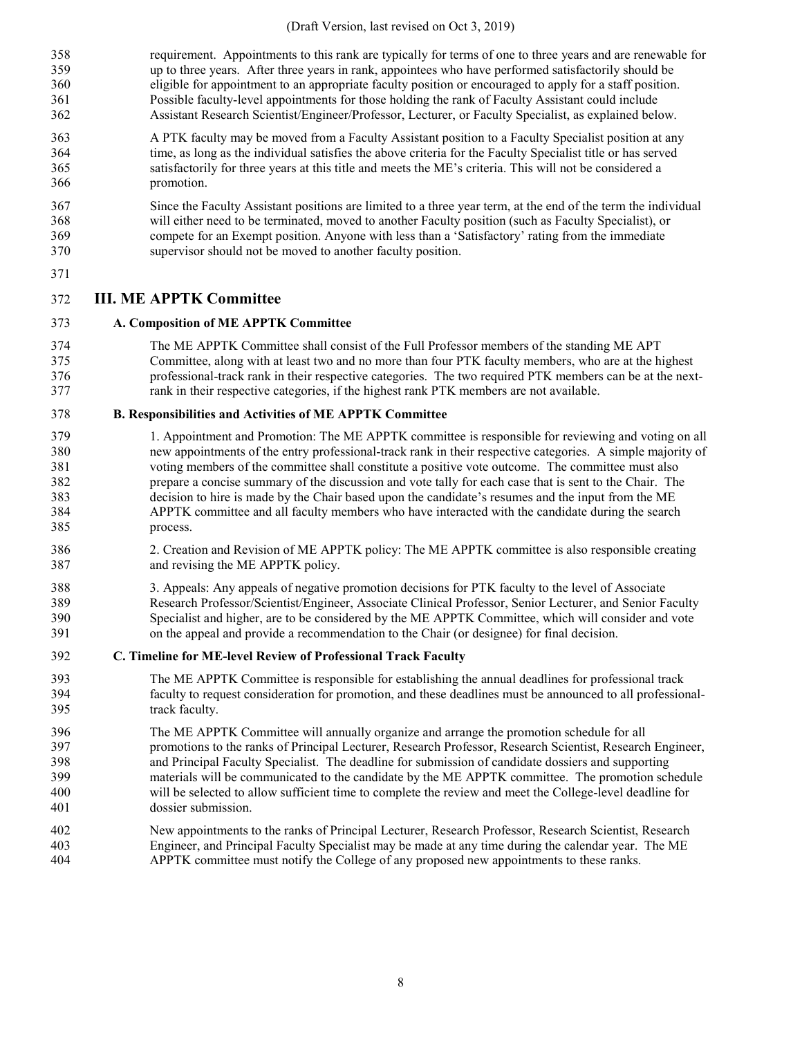requirement. Appointments to this rank are typically for terms of one to three years and are renewable for up to three years. After three years in rank, appointees who have performed satisfactorily should be eligible for appointment to an appropriate faculty position or encouraged to apply for a staff position. Possible faculty-level appointments for those holding the rank of Faculty Assistant could include Assistant Research Scientist/Engineer/Professor, Lecturer, or Faculty Specialist, as explained below.

A PTK faculty may be moved from a Faculty Assistant position to a Faculty Specialist position at any time, as long as the individual satisfies the above criteria for the Faculty Specialist title or has served satisfactorily for three years at this title and meets the ME's criteria. This will not be considered a promotion.

Since the Faculty Assistant positions are limited to a three year term, at the end of the term the individual will either need to be terminated, moved to another Faculty position (such as Faculty Specialist), or compete for an Exempt position. Anyone with less than a 'Satisfactory' rating from the immediate supervisor should not be moved to another faculty position.

## III. ME APPTK Committee

### A. Composition of ME APPTK Committee

The ME APPTK Committee shall consist of the Full Professor members of the standing ME APT Committee, along with at least two and no more than four PTK faculty members, who are at the highest professional-track rank in their respective categories. The two required PTK members can be at the next-rank in their respective categories, if the highest rank PTK members are not available.

### B. Responsibilities and Activities of ME APPTK Committee

1. Appointment and Promotion: The ME APPTK committee is responsible for reviewing and voting on all new appointments of the entry professional-track rank in their respective categories. A simple majority of voting members of the committee shall constitute a positive vote outcome. The committee must also prepare a concise summary of the discussion and vote tally for each case that is sent to the Chair. The decision to hire is made by the Chair based upon the candidate's resumes and the input from the ME APPTK committee and all faculty members who have interacted with the candidate during the search process.

2. Creation and Revision of ME APPTK policy: The ME APPTK committee is also responsible creating and revising the ME APPTK policy.

3. Appeals: Any appeals of negative promotion decisions for PTK faculty to the level of Associate Research Professor/Scientist/Engineer, Associate Clinical Professor, Senior Lecturer, and Senior Faculty Specialist and higher, are to be considered by the ME APPTK Committee, which will consider and vote on the appeal and provide a recommendation to the Chair (or designee) for final decision.

### C. Timeline for ME-level Review of Professional Track Faculty

The ME APPTK Committee is responsible for establishing the annual deadlines for professional track faculty to request consideration for promotion, and these deadlines must be announced to all professional-track faculty.

The ME APPTK Committee will annually organize and arrange the promotion schedule for all promotions to the ranks of Principal Lecturer, Research Professor, Research Scientist, Research Engineer, and Principal Faculty Specialist. The deadline for submission of candidate dossiers and supporting materials will be communicated to the candidate by the ME APPTK committee. The promotion schedule will be selected to allow sufficient time to complete the review and meet the College-level deadline for dossier submission.

New appointments to the ranks of Principal Lecturer, Research Professor, Research Scientist, Research Engineer, and Principal Faculty Specialist may be made at any time during the calendar year. The ME APPTK committee must notify the College of any proposed new appointments to these ranks.